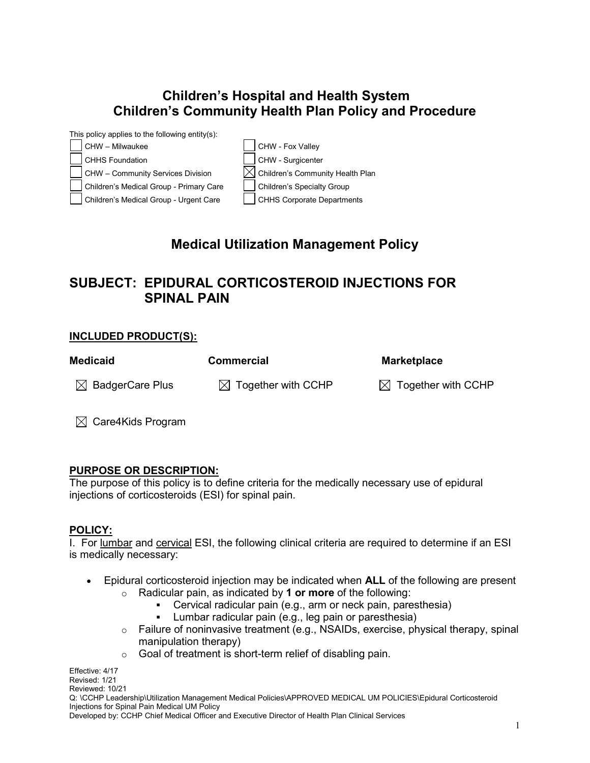# Children's Hospital and Health System
# Children's Community Health Plan Policy and Procedure

This policy applies to the following entity(s):

| | |
|---|---|
| ☐ CHW – Milwaukee | ☐ CHW - Fox Valley |
| ☐ CHHS Foundation | ☐ CHW - Surgicenter |
| ☐ CHW – Community Services Division | ☒ Children's Community Health Plan |
| ☐ Children's Medical Group - Primary Care | ☐ Children's Specialty Group |
| ☐ Children's Medical Group - Urgent Care | ☐ CHHS Corporate Departments |

## Medical Utilization Management Policy

## SUBJECT: EPIDURAL CORTICOSTEROID INJECTIONS FOR SPINAL PAIN

**INCLUDED PRODUCT(S):**

| **Medicaid** | **Commercial** | **Marketplace** |
|---|---|---|
| ☒ BadgerCare Plus | ☒ Together with CCHP | ☒ Together with CCHP |
| ☒ Care4Kids Program | | |

**PURPOSE OR DESCRIPTION:**

The purpose of this policy is to define criteria for the medically necessary use of epidural injections of corticosteroids (ESI) for spinal pain.

**POLICY:**

I. For lumbar and cervical ESI, the following clinical criteria are required to determine if an ESI is medically necessary:

- Epidural corticosteroid injection may be indicated when **ALL** of the following are present
  - Radicular pain, as indicated by **1 or more** of the following:
    - Cervical radicular pain (e.g., arm or neck pain, paresthesia)
    - Lumbar radicular pain (e.g., leg pain or paresthesia)
  - Failure of noninvasive treatment (e.g., NSAIDs, exercise, physical therapy, spinal manipulation therapy)
  - Goal of treatment is short-term relief of disabling pain.

Effective: 4/17
Revised: 1/21
Reviewed: 10/21
Q: \CCHP Leadership\Utilization Management Medical Policies\APPROVED MEDICAL UM POLICIES\Epidural Corticosteroid Injections for Spinal Pain Medical UM Policy
Developed by: CCHP Chief Medical Officer and Executive Director of Health Plan Clinical Services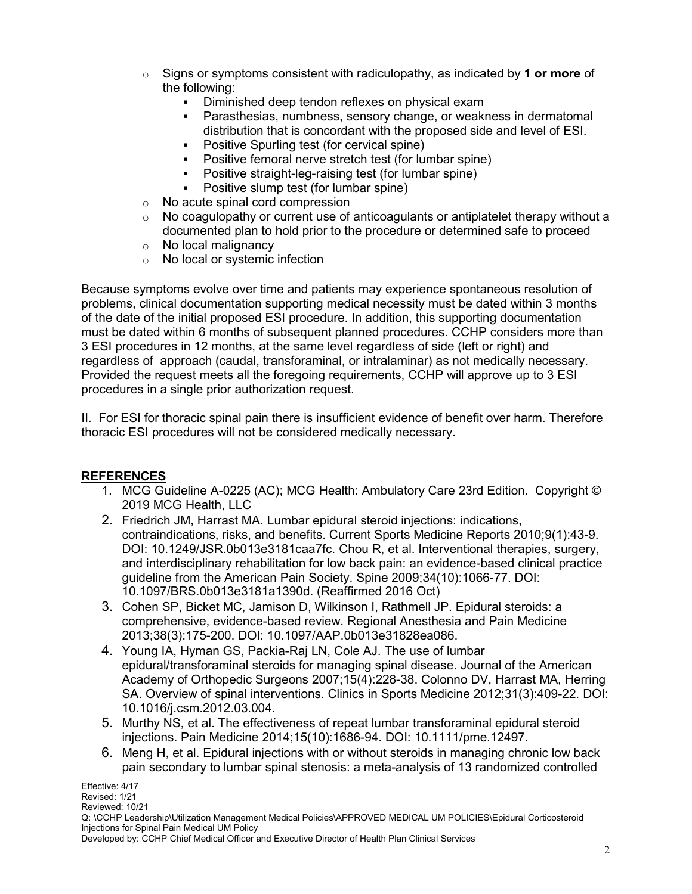- Signs or symptoms consistent with radiculopathy, as indicated by **1 or more** of the following:
  - Diminished deep tendon reflexes on physical exam
  - Parasthesias, numbness, sensory change, or weakness in dermatomal distribution that is concordant with the proposed side and level of ESI.
  - Positive Spurling test (for cervical spine)
  - Positive femoral nerve stretch test (for lumbar spine)
  - Positive straight-leg-raising test (for lumbar spine)
  - Positive slump test (for lumbar spine)
- No acute spinal cord compression
- No coagulopathy or current use of anticoagulants or antiplatelet therapy without a documented plan to hold prior to the procedure or determined safe to proceed
- No local malignancy
- No local or systemic infection

Because symptoms evolve over time and patients may experience spontaneous resolution of problems, clinical documentation supporting medical necessity must be dated within 3 months of the date of the initial proposed ESI procedure. In addition, this supporting documentation must be dated within 6 months of subsequent planned procedures. CCHP considers more than 3 ESI procedures in 12 months, at the same level regardless of side (left or right) and regardless of approach (caudal, transforaminal, or intralaminar) as not medically necessary. Provided the request meets all the foregoing requirements, CCHP will approve up to 3 ESI procedures in a single prior authorization request.

II. For ESI for <u>thoracic</u> spinal pain there is insufficient evidence of benefit over harm. Therefore thoracic ESI procedures will not be considered medically necessary.

## REFERENCES

1. MCG Guideline A-0225 (AC); MCG Health: Ambulatory Care 23rd Edition. Copyright © 2019 MCG Health, LLC
2. Friedrich JM, Harrast MA. Lumbar epidural steroid injections: indications, contraindications, risks, and benefits. Current Sports Medicine Reports 2010;9(1):43-9. DOI: 10.1249/JSR.0b013e3181caa7fc. Chou R, et al. Interventional therapies, surgery, and interdisciplinary rehabilitation for low back pain: an evidence-based clinical practice guideline from the American Pain Society. Spine 2009;34(10):1066-77. DOI: 10.1097/BRS.0b013e3181a1390d. (Reaffirmed 2016 Oct)
3. Cohen SP, Bicket MC, Jamison D, Wilkinson I, Rathmell JP. Epidural steroids: a comprehensive, evidence-based review. Regional Anesthesia and Pain Medicine 2013;38(3):175-200. DOI: 10.1097/AAP.0b013e31828ea086.
4. Young IA, Hyman GS, Packia-Raj LN, Cole AJ. The use of lumbar epidural/transforaminal steroids for managing spinal disease. Journal of the American Academy of Orthopedic Surgeons 2007;15(4):228-38. Colonno DV, Harrast MA, Herring SA. Overview of spinal interventions. Clinics in Sports Medicine 2012;31(3):409-22. DOI: 10.1016/j.csm.2012.03.004.
5. Murthy NS, et al. The effectiveness of repeat lumbar transforaminal epidural steroid injections. Pain Medicine 2014;15(10):1686-94. DOI: 10.1111/pme.12497.
6. Meng H, et al. Epidural injections with or without steroids in managing chronic low back pain secondary to lumbar spinal stenosis: a meta-analysis of 13 randomized controlled

Effective: 4/17
Revised: 1/21
Reviewed: 10/21
Q: \CCHP Leadership\Utilization Management Medical Policies\APPROVED MEDICAL UM POLICIES\Epidural Corticosteroid Injections for Spinal Pain Medical UM Policy
Developed by: CCHP Chief Medical Officer and Executive Director of Health Plan Clinical Services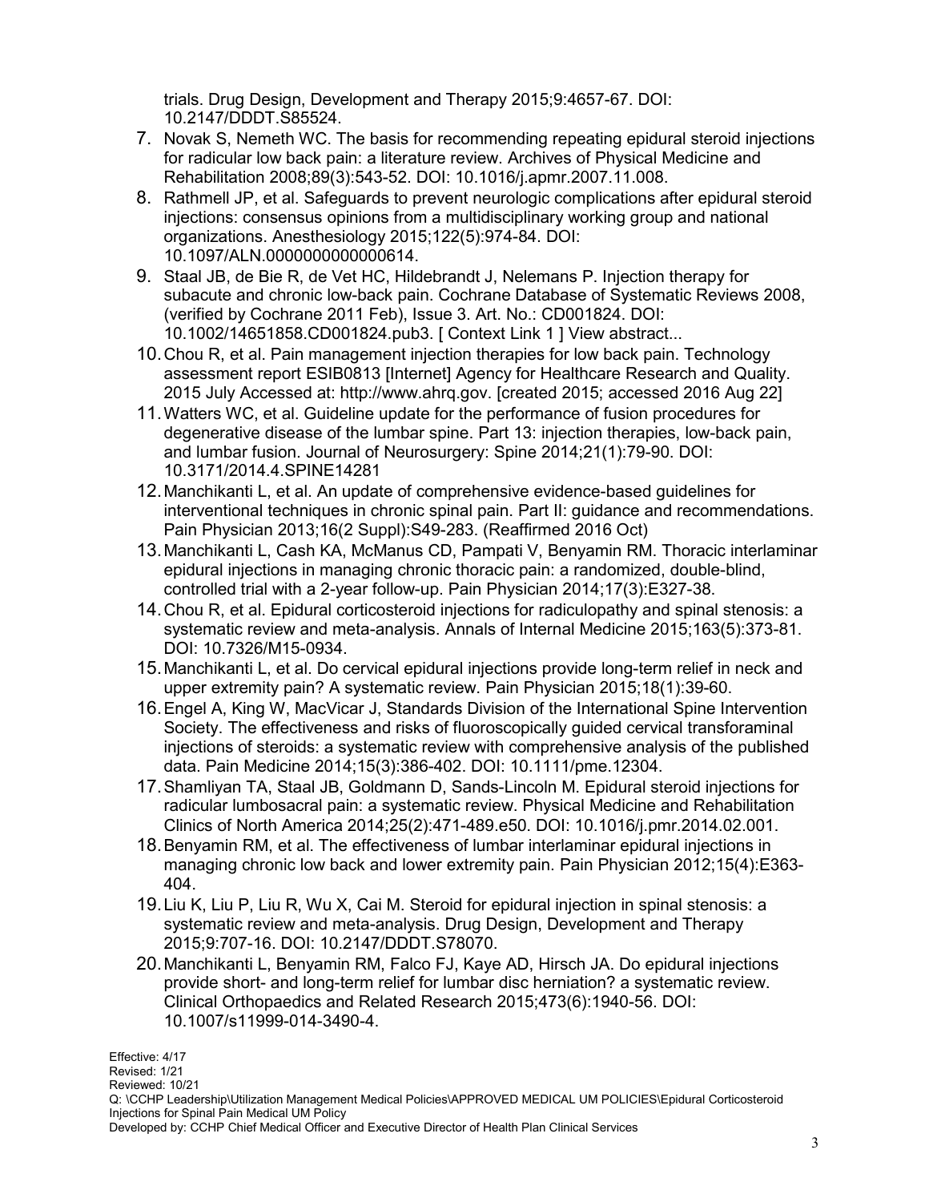trials. Drug Design, Development and Therapy 2015;9:4657-67. DOI: 10.2147/DDDT.S85524.

7. Novak S, Nemeth WC. The basis for recommending repeating epidural steroid injections for radicular low back pain: a literature review. Archives of Physical Medicine and Rehabilitation 2008;89(3):543-52. DOI: 10.1016/j.apmr.2007.11.008.
8. Rathmell JP, et al. Safeguards to prevent neurologic complications after epidural steroid injections: consensus opinions from a multidisciplinary working group and national organizations. Anesthesiology 2015;122(5):974-84. DOI: 10.1097/ALN.0000000000000614.
9. Staal JB, de Bie R, de Vet HC, Hildebrandt J, Nelemans P. Injection therapy for subacute and chronic low-back pain. Cochrane Database of Systematic Reviews 2008, (verified by Cochrane 2011 Feb), Issue 3. Art. No.: CD001824. DOI: 10.1002/14651858.CD001824.pub3. [ Context Link 1 ] View abstract...
10. Chou R, et al. Pain management injection therapies for low back pain. Technology assessment report ESIB0813 [Internet] Agency for Healthcare Research and Quality. 2015 July Accessed at: http://www.ahrq.gov. [created 2015; accessed 2016 Aug 22]
11. Watters WC, et al. Guideline update for the performance of fusion procedures for degenerative disease of the lumbar spine. Part 13: injection therapies, low-back pain, and lumbar fusion. Journal of Neurosurgery: Spine 2014;21(1):79-90. DOI: 10.3171/2014.4.SPINE14281
12. Manchikanti L, et al. An update of comprehensive evidence-based guidelines for interventional techniques in chronic spinal pain. Part II: guidance and recommendations. Pain Physician 2013;16(2 Suppl):S49-283. (Reaffirmed 2016 Oct)
13. Manchikanti L, Cash KA, McManus CD, Pampati V, Benyamin RM. Thoracic interlaminar epidural injections in managing chronic thoracic pain: a randomized, double-blind, controlled trial with a 2-year follow-up. Pain Physician 2014;17(3):E327-38.
14. Chou R, et al. Epidural corticosteroid injections for radiculopathy and spinal stenosis: a systematic review and meta-analysis. Annals of Internal Medicine 2015;163(5):373-81. DOI: 10.7326/M15-0934.
15. Manchikanti L, et al. Do cervical epidural injections provide long-term relief in neck and upper extremity pain? A systematic review. Pain Physician 2015;18(1):39-60.
16. Engel A, King W, MacVicar J, Standards Division of the International Spine Intervention Society. The effectiveness and risks of fluoroscopically guided cervical transforaminal injections of steroids: a systematic review with comprehensive analysis of the published data. Pain Medicine 2014;15(3):386-402. DOI: 10.1111/pme.12304.
17. Shamliyan TA, Staal JB, Goldmann D, Sands-Lincoln M. Epidural steroid injections for radicular lumbosacral pain: a systematic review. Physical Medicine and Rehabilitation Clinics of North America 2014;25(2):471-489.e50. DOI: 10.1016/j.pmr.2014.02.001.
18. Benyamin RM, et al. The effectiveness of lumbar interlaminar epidural injections in managing chronic low back and lower extremity pain. Pain Physician 2012;15(4):E363-404.
19. Liu K, Liu P, Liu R, Wu X, Cai M. Steroid for epidural injection in spinal stenosis: a systematic review and meta-analysis. Drug Design, Development and Therapy 2015;9:707-16. DOI: 10.2147/DDDT.S78070.
20. Manchikanti L, Benyamin RM, Falco FJ, Kaye AD, Hirsch JA. Do epidural injections provide short- and long-term relief for lumbar disc herniation? a systematic review. Clinical Orthopaedics and Related Research 2015;473(6):1940-56. DOI: 10.1007/s11999-014-3490-4.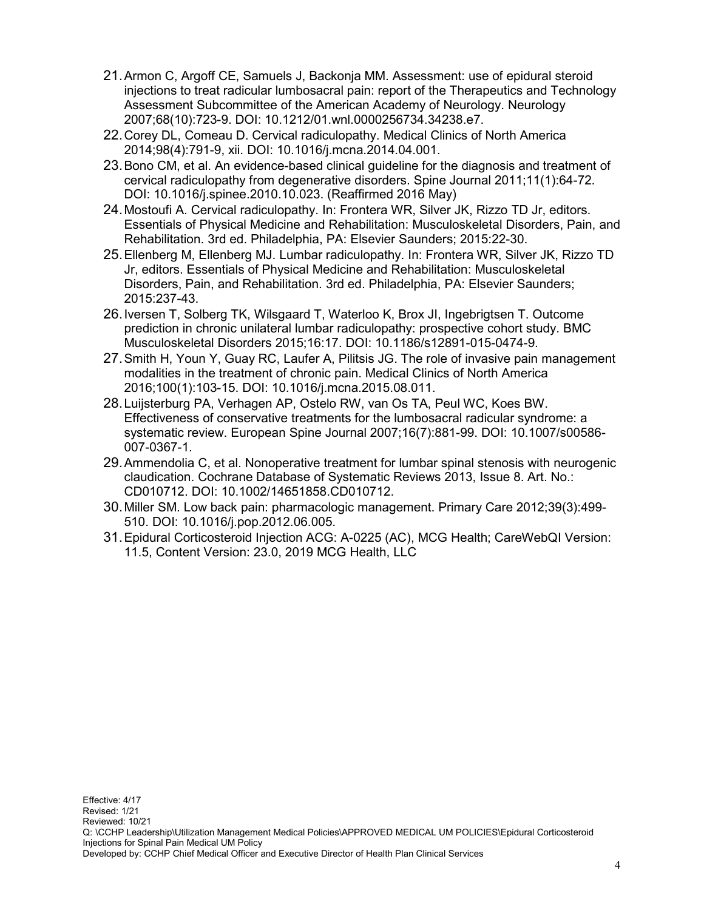21. Armon C, Argoff CE, Samuels J, Backonja MM. Assessment: use of epidural steroid injections to treat radicular lumbosacral pain: report of the Therapeutics and Technology Assessment Subcommittee of the American Academy of Neurology. Neurology 2007;68(10):723-9. DOI: 10.1212/01.wnl.0000256734.34238.e7.
22. Corey DL, Comeau D. Cervical radiculopathy. Medical Clinics of North America 2014;98(4):791-9, xii. DOI: 10.1016/j.mcna.2014.04.001.
23. Bono CM, et al. An evidence-based clinical guideline for the diagnosis and treatment of cervical radiculopathy from degenerative disorders. Spine Journal 2011;11(1):64-72. DOI: 10.1016/j.spinee.2010.10.023. (Reaffirmed 2016 May)
24. Mostoufi A. Cervical radiculopathy. In: Frontera WR, Silver JK, Rizzo TD Jr, editors. Essentials of Physical Medicine and Rehabilitation: Musculoskeletal Disorders, Pain, and Rehabilitation. 3rd ed. Philadelphia, PA: Elsevier Saunders; 2015:22-30.
25. Ellenberg M, Ellenberg MJ. Lumbar radiculopathy. In: Frontera WR, Silver JK, Rizzo TD Jr, editors. Essentials of Physical Medicine and Rehabilitation: Musculoskeletal Disorders, Pain, and Rehabilitation. 3rd ed. Philadelphia, PA: Elsevier Saunders; 2015:237-43.
26. Iversen T, Solberg TK, Wilsgaard T, Waterloo K, Brox JI, Ingebrigtsen T. Outcome prediction in chronic unilateral lumbar radiculopathy: prospective cohort study. BMC Musculoskeletal Disorders 2015;16:17. DOI: 10.1186/s12891-015-0474-9.
27. Smith H, Youn Y, Guay RC, Laufer A, Pilitsis JG. The role of invasive pain management modalities in the treatment of chronic pain. Medical Clinics of North America 2016;100(1):103-15. DOI: 10.1016/j.mcna.2015.08.011.
28. Luijsterburg PA, Verhagen AP, Ostelo RW, van Os TA, Peul WC, Koes BW. Effectiveness of conservative treatments for the lumbosacral radicular syndrome: a systematic review. European Spine Journal 2007;16(7):881-99. DOI: 10.1007/s00586-007-0367-1.
29. Ammendolia C, et al. Nonoperative treatment for lumbar spinal stenosis with neurogenic claudication. Cochrane Database of Systematic Reviews 2013, Issue 8. Art. No.: CD010712. DOI: 10.1002/14651858.CD010712.
30. Miller SM. Low back pain: pharmacologic management. Primary Care 2012;39(3):499-510. DOI: 10.1016/j.pop.2012.06.005.
31. Epidural Corticosteroid Injection ACG: A-0225 (AC), MCG Health; CareWebQI Version: 11.5, Content Version: 23.0, 2019 MCG Health, LLC

Effective: 4/17
Revised: 1/21
Reviewed: 10/21
Q: \CCHP Leadership\Utilization Management Medical Policies\APPROVED MEDICAL UM POLICIES\Epidural Corticosteroid Injections for Spinal Pain Medical UM Policy
Developed by: CCHP Chief Medical Officer and Executive Director of Health Plan Clinical Services